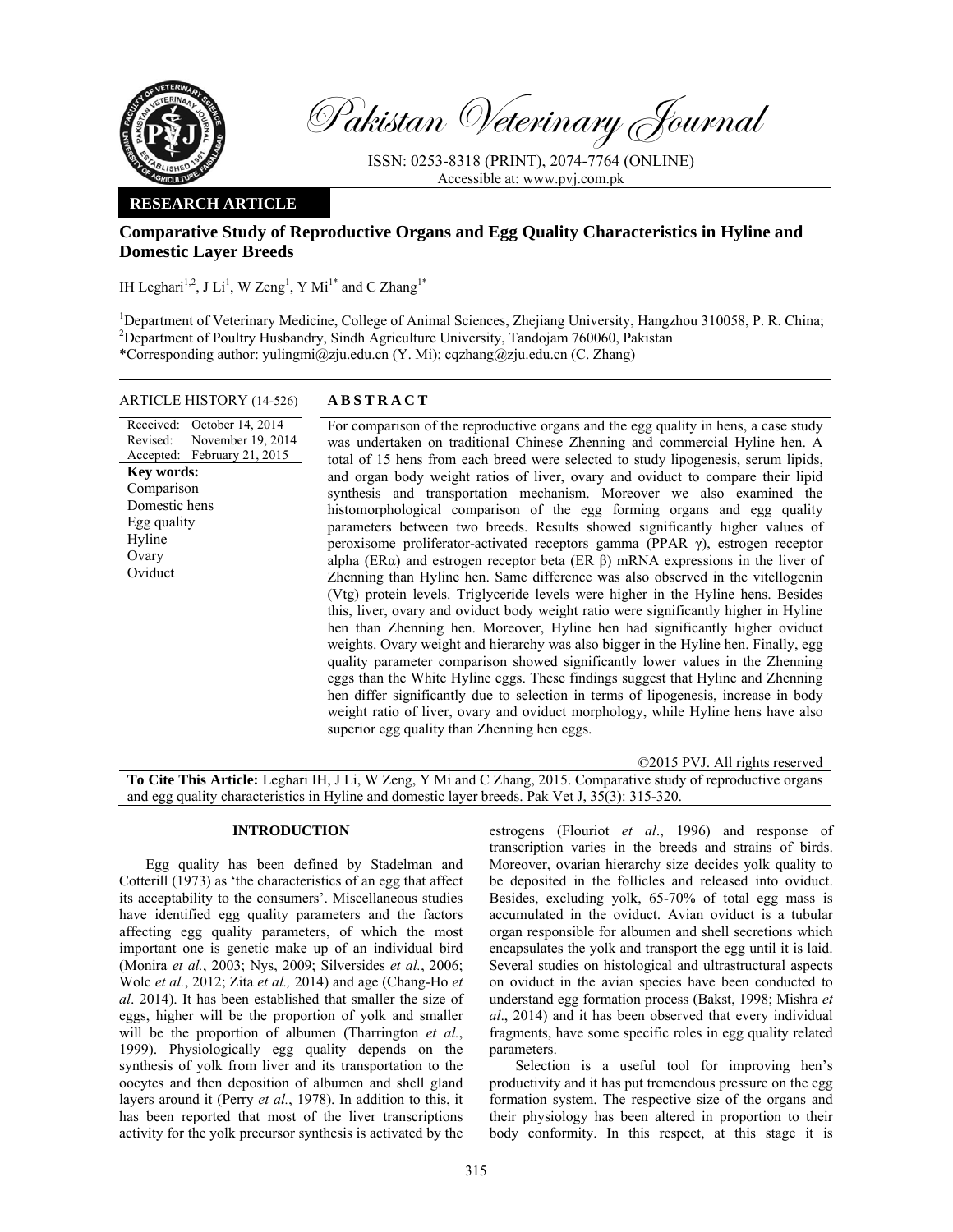# Pakistan Veterinary Journal

ISSN: 0253-8318 (PRINT), 2074-7764 (ONLINE)
Accessible at: www.pvj.com.pk

**RESEARCH ARTICLE**

## Comparative Study of Reproductive Organs and Egg Quality Characteristics in Hyline and Domestic Layer Breeds

IH Leghari[1,2], J Li[1], W Zeng[1], Y Mi[1*] and C Zhang[1*]

[1]Department of Veterinary Medicine, College of Animal Sciences, Zhejiang University, Hangzhou 310058, P. R. China;
[2]Department of Poultry Husbandry, Sindh Agriculture University, Tandojam 760060, Pakistan
*Corresponding author: yulingmi@zju.edu.cn (Y. Mi); cqzhang@zju.edu.cn (C. Zhang)

ARTICLE HISTORY (14-526)

Received: October 14, 2014
Revised: November 19, 2014
Accepted: February 21, 2015

**Key words:**
Comparison
Domestic hens
Egg quality
Hyline
Ovary
Oviduct

**ABSTRACT**

For comparison of the reproductive organs and the egg quality in hens, a case study was undertaken on traditional Chinese Zhenning and commercial Hyline hen. A total of 15 hens from each breed were selected to study lipogenesis, serum lipids, and organ body weight ratios of liver, ovary and oviduct to compare their lipid synthesis and transportation mechanism. Moreover we also examined the histomorphological comparison of the egg forming organs and egg quality parameters between two breeds. Results showed significantly higher values of peroxisome proliferator-activated receptors gamma (PPAR γ), estrogen receptor alpha (ERα) and estrogen receptor beta (ER β) mRNA expressions in the liver of Zhenning than Hyline hen. Same difference was also observed in the vitellogenin (Vtg) protein levels. Triglyceride levels were higher in the Hyline hens. Besides this, liver, ovary and oviduct body weight ratio were significantly higher in Hyline hen than Zhenning hen. Moreover, Hyline hen had significantly higher oviduct weights. Ovary weight and hierarchy was also bigger in the Hyline hen. Finally, egg quality parameter comparison showed significantly lower values in the Zhenning eggs than the White Hyline eggs. These findings suggest that Hyline and Zhenning hen differ significantly due to selection in terms of lipogenesis, increase in body weight ratio of liver, ovary and oviduct morphology, while Hyline hens have also superior egg quality than Zhenning hen eggs.

©2015 PVJ. All rights reserved

**To Cite This Article:** Leghari IH, J Li, W Zeng, Y Mi and C Zhang, 2015. Comparative study of reproductive organs and egg quality characteristics in Hyline and domestic layer breeds. Pak Vet J, 35(3): 315-320.

## INTRODUCTION

Egg quality has been defined by Stadelman and Cotterill (1973) as 'the characteristics of an egg that affect its acceptability to the consumers'. Miscellaneous studies have identified egg quality parameters and the factors affecting egg quality parameters, of which the most important one is genetic make up of an individual bird (Monira *et al.*, 2003; Nys, 2009; Silversides *et al.*, 2006; Wolc *et al.*, 2012; Zita *et al.,* 2014) and age (Chang-Ho *et al*. 2014). It has been established that smaller the size of eggs, higher will be the proportion of yolk and smaller will be the proportion of albumen (Tharrington *et al.*, 1999). Physiologically egg quality depends on the synthesis of yolk from liver and its transportation to the oocytes and then deposition of albumen and shell gland layers around it (Perry *et al.*, 1978). In addition to this, it has been reported that most of the liver transcriptions activity for the yolk precursor synthesis is activated by the estrogens (Flouriot *et al*., 1996) and response of transcription varies in the breeds and strains of birds. Moreover, ovarian hierarchy size decides yolk quality to be deposited in the follicles and released into oviduct. Besides, excluding yolk, 65-70% of total egg mass is accumulated in the oviduct. Avian oviduct is a tubular organ responsible for albumen and shell secretions which encapsulates the yolk and transport the egg until it is laid. Several studies on histological and ultrastructural aspects on oviduct in the avian species have been conducted to understand egg formation process (Bakst, 1998; Mishra *et al*., 2014) and it has been observed that every individual fragments, have some specific roles in egg quality related parameters.

Selection is a useful tool for improving hen's productivity and it has put tremendous pressure on the egg formation system. The respective size of the organs and their physiology has been altered in proportion to their body conformity. In this respect, at this stage it is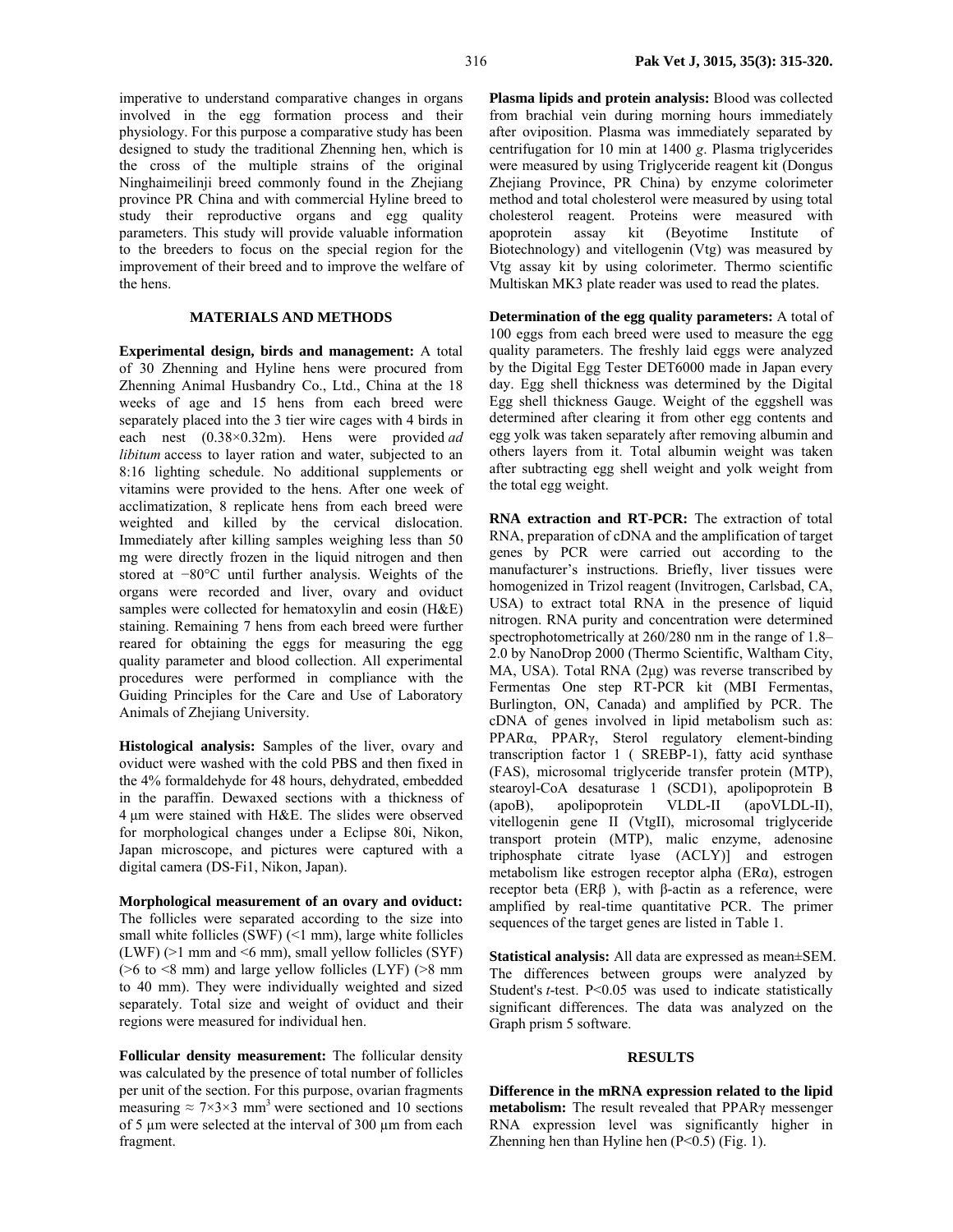imperative to understand comparative changes in organs involved in the egg formation process and their physiology. For this purpose a comparative study has been designed to study the traditional Zhenning hen, which is the cross of the multiple strains of the original Ninghaimeilinji breed commonly found in the Zhejiang province PR China and with commercial Hyline breed to study their reproductive organs and egg quality parameters. This study will provide valuable information to the breeders to focus on the special region for the improvement of their breed and to improve the welfare of the hens.

## MATERIALS AND METHODS

**Experimental design, birds and management:** A total of 30 Zhenning and Hyline hens were procured from Zhenning Animal Husbandry Co., Ltd., China at the 18 weeks of age and 15 hens from each breed were separately placed into the 3 tier wire cages with 4 birds in each nest (0.38×0.32m). Hens were provided *ad libitum* access to layer ration and water, subjected to an 8:16 lighting schedule. No additional supplements or vitamins were provided to the hens. After one week of acclimatization, 8 replicate hens from each breed were weighted and killed by the cervical dislocation. Immediately after killing samples weighing less than 50 mg were directly frozen in the liquid nitrogen and then stored at −80°C until further analysis. Weights of the organs were recorded and liver, ovary and oviduct samples were collected for hematoxylin and eosin (H&E) staining. Remaining 7 hens from each breed were further reared for obtaining the eggs for measuring the egg quality parameter and blood collection. All experimental procedures were performed in compliance with the Guiding Principles for the Care and Use of Laboratory Animals of Zhejiang University.

**Histological analysis:** Samples of the liver, ovary and oviduct were washed with the cold PBS and then fixed in the 4% formaldehyde for 48 hours, dehydrated, embedded in the paraffin. Dewaxed sections with a thickness of 4 µm were stained with H&E. The slides were observed for morphological changes under a Eclipse 80i, Nikon, Japan microscope, and pictures were captured with a digital camera (DS-Fi1, Nikon, Japan).

**Morphological measurement of an ovary and oviduct:** The follicles were separated according to the size into small white follicles (SWF) (<1 mm), large white follicles (LWF) (>1 mm and <6 mm), small yellow follicles (SYF) (>6 to <8 mm) and large yellow follicles (LYF) (>8 mm to 40 mm). They were individually weighted and sized separately. Total size and weight of oviduct and their regions were measured for individual hen.

**Follicular density measurement:** The follicular density was calculated by the presence of total number of follicles per unit of the section. For this purpose, ovarian fragments measuring ≈ 7×3×3 mm$^3$ were sectioned and 10 sections of 5 µm were selected at the interval of 300 µm from each fragment.

**Plasma lipids and protein analysis:** Blood was collected from brachial vein during morning hours immediately after oviposition. Plasma was immediately separated by centrifugation for 10 min at 1400 *g*. Plasma triglycerides were measured by using Triglyceride reagent kit (Dongus Zhejiang Province, PR China) by enzyme colorimeter method and total cholesterol were measured by using total cholesterol reagent. Proteins were measured with apoprotein assay kit (Beyotime Institute of Biotechnology) and vitellogenin (Vtg) was measured by Vtg assay kit by using colorimeter. Thermo scientific Multiskan MK3 plate reader was used to read the plates.

**Determination of the egg quality parameters:** A total of 100 eggs from each breed were used to measure the egg quality parameters. The freshly laid eggs were analyzed by the Digital Egg Tester DET6000 made in Japan every day. Egg shell thickness was determined by the Digital Egg shell thickness Gauge. Weight of the eggshell was determined after clearing it from other egg contents and egg yolk was taken separately after removing albumin and others layers from it. Total albumin weight was taken after subtracting egg shell weight and yolk weight from the total egg weight.

**RNA extraction and RT-PCR:** The extraction of total RNA, preparation of cDNA and the amplification of target genes by PCR were carried out according to the manufacturer's instructions. Briefly, liver tissues were homogenized in Trizol reagent (Invitrogen, Carlsbad, CA, USA) to extract total RNA in the presence of liquid nitrogen. RNA purity and concentration were determined spectrophotometrically at 260/280 nm in the range of 1.8–2.0 by NanoDrop 2000 (Thermo Scientific, Waltham City, MA, USA). Total RNA (2µg) was reverse transcribed by Fermentas One step RT-PCR kit (MBI Fermentas, Burlington, ON, Canada) and amplified by PCR. The cDNA of genes involved in lipid metabolism such as: PPARα, PPARγ, Sterol regulatory element-binding transcription factor 1 ( SREBP-1), fatty acid synthase (FAS), microsomal triglyceride transfer protein (MTP), stearoyl-CoA desaturase 1 (SCD1), apolipoprotein B (apoB), apolipoprotein VLDL-II (apoVLDL-II), vitellogenin gene II (VtgII), microsomal triglyceride transport protein (MTP), malic enzyme, adenosine triphosphate citrate lyase (ACLY)] and estrogen metabolism like estrogen receptor alpha (ERα), estrogen receptor beta (ERβ ), with β-actin as a reference, were amplified by real-time quantitative PCR. The primer sequences of the target genes are listed in Table 1.

**Statistical analysis:** All data are expressed as mean±SEM. The differences between groups were analyzed by Student's *t*-test. $P<0.05$ was used to indicate statistically significant differences. The data was analyzed on the Graph prism 5 software.

## RESULTS

**Difference in the mRNA expression related to the lipid metabolism:** The result revealed that PPARγ messenger RNA expression level was significantly higher in Zhenning hen than Hyline hen ($P<0.5$) (Fig. 1).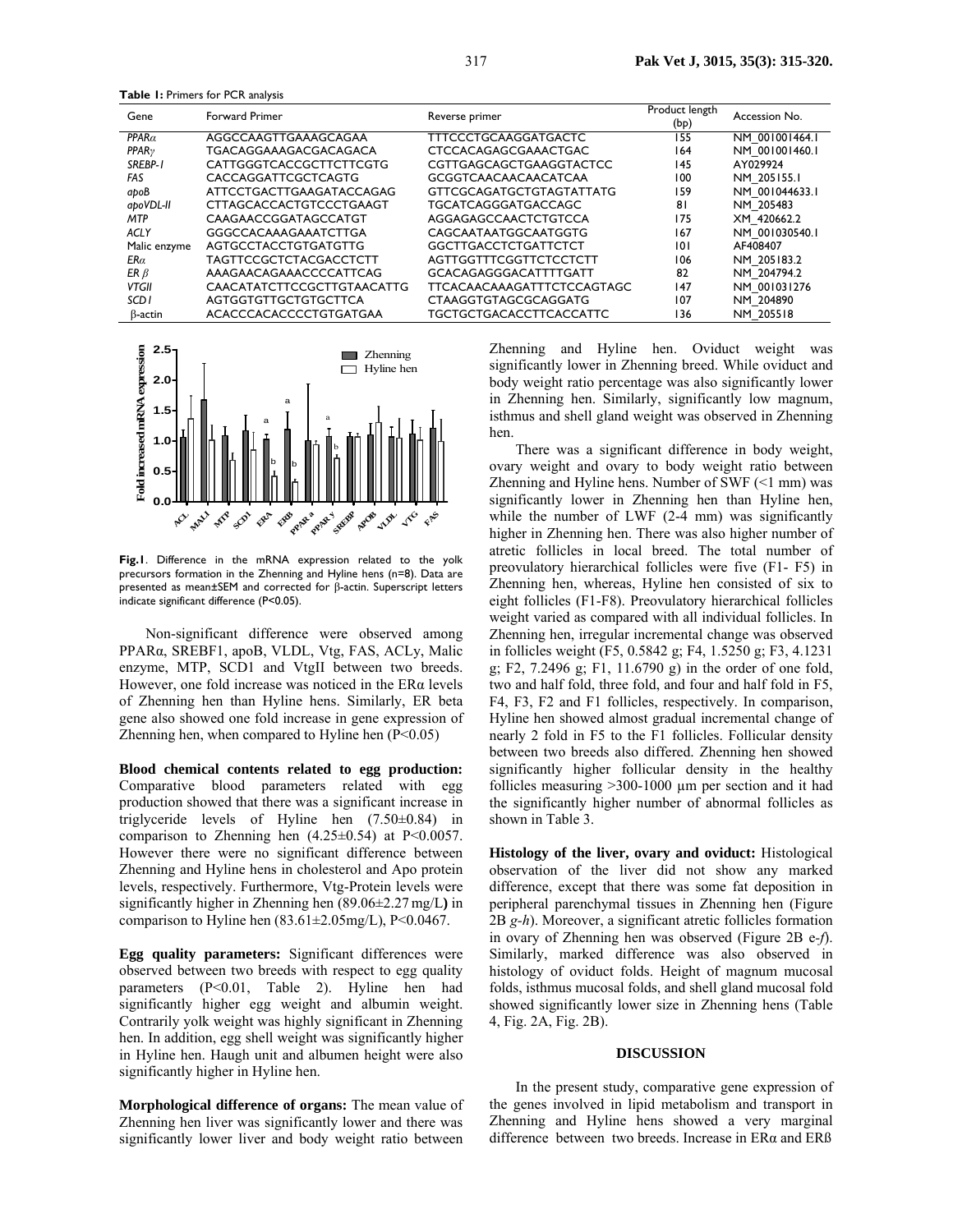**Table 1:** Primers for PCR analysis

| Gene | Forward Primer | Reverse primer | Product length (bp) | Accession No. |
|---|---|---|---|---|
| *PPARα* | AGGCCAAGTTGAAAGCAGAA | TTTCCCTGCAAGGATGACTC | 155 | NM_001001464.1 |
| *PPARγ* | TGACAGGAAAGACGACAGACA | CTCCACAGAGCGAAACTGAC | 164 | NM_001001460.1 |
| *SREBP-1* | CATTGGGTCACCGCTTCTTCGTG | CGTTGAGCAGCTGAAGGTACTCC | 145 | AY029924 |
| *FAS* | CACCAGGATTCGCTCAGTG | GCGGTCAACAACAACATCAA | 100 | NM_205155.1 |
| *apoB* | ATTCCTGACTTGAAGATACCAGAG | GTTCGCAGATGCTGTAGTATTATG | 159 | NM_001044633.1 |
| *apoVDL-II* | CTTAGCACCACTGTCCCTGAAGT | TGCATCAGGGATGACCAGC | 81 | NM_205483 |
| *MTP* | CAAGAACCGGATAGCCATGT | AGGAGAGCCAACTCTGTCCA | 175 | XM_420662.2 |
| *ACLY* | GGGCCACAAAGAAATCTTGA | CAGCAATAATGGCAATGGTG | 167 | NM_001030540.1 |
| Malic enzyme | AGTGCCTACCTGTGATGTTG | GGCTTGACCTCTGATTCTCT | 101 | AF408407 |
| *ERα* | TAGTTCCGCTCTACGACCTCTT | AGTTGGTTTCGGTTCTCCTCTT | 106 | NM_205183.2 |
| *ER β* | AAAGAACAGAAACCCCATTCAG | GCACAGAGGGACATTTTGATT | 82 | NM_204794.2 |
| *VTGII* | CAACATATCTTCCGCTTGTAACATTG | TTCACAACAAAGATTTCTCCAGTAGC | 147 | NM_001031276 |
| *SCD1* | AGTGGTGTTGCTGTGCTTCA | CTAAGGTGTAGCGCAGGATG | 107 | NM_204890 |
| β-actin | ACACCCACACCCCTGTGATGAA | TGCTGCTGACACCTTCACCATTC | 136 | NM_205518 |

**Fig.1**. Difference in the mRNA expression related to the yolk precursors formation in the Zhenning and Hyline hens (n=8). Data are presented as mean±SEM and corrected for β-actin. Superscript letters indicate significant difference (P<0.05).

Non-significant difference were observed among PPARα, SREBF1, apoB, VLDL, Vtg, FAS, ACLy, Malic enzyme, MTP, SCD1 and VtgII between two breeds. However, one fold increase was noticed in the ERα levels of Zhenning hen than Hyline hens. Similarly, ER beta gene also showed one fold increase in gene expression of Zhenning hen, when compared to Hyline hen (P<0.05)

**Blood chemical contents related to egg production:** Comparative blood parameters related with egg production showed that there was a significant increase in triglyceride levels of Hyline hen (7.50±0.84) in comparison to Zhenning hen (4.25±0.54) at P<0.0057. However there were no significant difference between Zhenning and Hyline hens in cholesterol and Apo protein levels, respectively. Furthermore, Vtg-Protein levels were significantly higher in Zhenning hen (89.06±2.27 mg/L**)** in comparison to Hyline hen (83.61±2.05mg/L), P<0.0467.

**Egg quality parameters:** Significant differences were observed between two breeds with respect to egg quality parameters (P<0.01, Table 2). Hyline hen had significantly higher egg weight and albumin weight. Contrarily yolk weight was highly significant in Zhenning hen. In addition, egg shell weight was significantly higher in Hyline hen. Haugh unit and albumen height were also significantly higher in Hyline hen.

**Morphological difference of organs:** The mean value of Zhenning hen liver was significantly lower and there was significantly lower liver and body weight ratio between Zhenning and Hyline hen. Oviduct weight was significantly lower in Zhenning breed. While oviduct and body weight ratio percentage was also significantly lower in Zhenning hen. Similarly, significantly low magnum, isthmus and shell gland weight was observed in Zhenning hen.

There was a significant difference in body weight, ovary weight and ovary to body weight ratio between Zhenning and Hyline hens. Number of SWF (<1 mm) was significantly lower in Zhenning hen than Hyline hen, while the number of LWF (2-4 mm) was significantly higher in Zhenning hen. There was also higher number of atretic follicles in local breed. The total number of preovulatory hierarchical follicles were five (F1- F5) in Zhenning hen, whereas, Hyline hen consisted of six to eight follicles (F1-F8). Preovulatory hierarchical follicles weight varied as compared with all individual follicles. In Zhenning hen, irregular incremental change was observed in follicles weight (F5, 0.5842 g; F4, 1.5250 g; F3, 4.1231 g; F2, 7.2496 g; F1, 11.6790 g) in the order of one fold, two and half fold, three fold, and four and half fold in F5, F4, F3, F2 and F1 follicles, respectively. In comparison, Hyline hen showed almost gradual incremental change of nearly 2 fold in F5 to the F1 follicles. Follicular density between two breeds also differed. Zhenning hen showed significantly higher follicular density in the healthy follicles measuring >300-1000 µm per section and it had the significantly higher number of abnormal follicles as shown in Table 3.

**Histology of the liver, ovary and oviduct:** Histological observation of the liver did not show any marked difference, except that there was some fat deposition in peripheral parenchymal tissues in Zhenning hen (Figure 2B *g-h*). Moreover, a significant atretic follicles formation in ovary of Zhenning hen was observed (Figure 2B e-*f*). Similarly, marked difference was also observed in histology of oviduct folds. Height of magnum mucosal folds, isthmus mucosal folds, and shell gland mucosal fold showed significantly lower size in Zhenning hens (Table 4, Fig. 2A, Fig. 2B).

## DISCUSSION

In the present study, comparative gene expression of the genes involved in lipid metabolism and transport in Zhenning and Hyline hens showed a very marginal difference between two breeds. Increase in ERα and ERß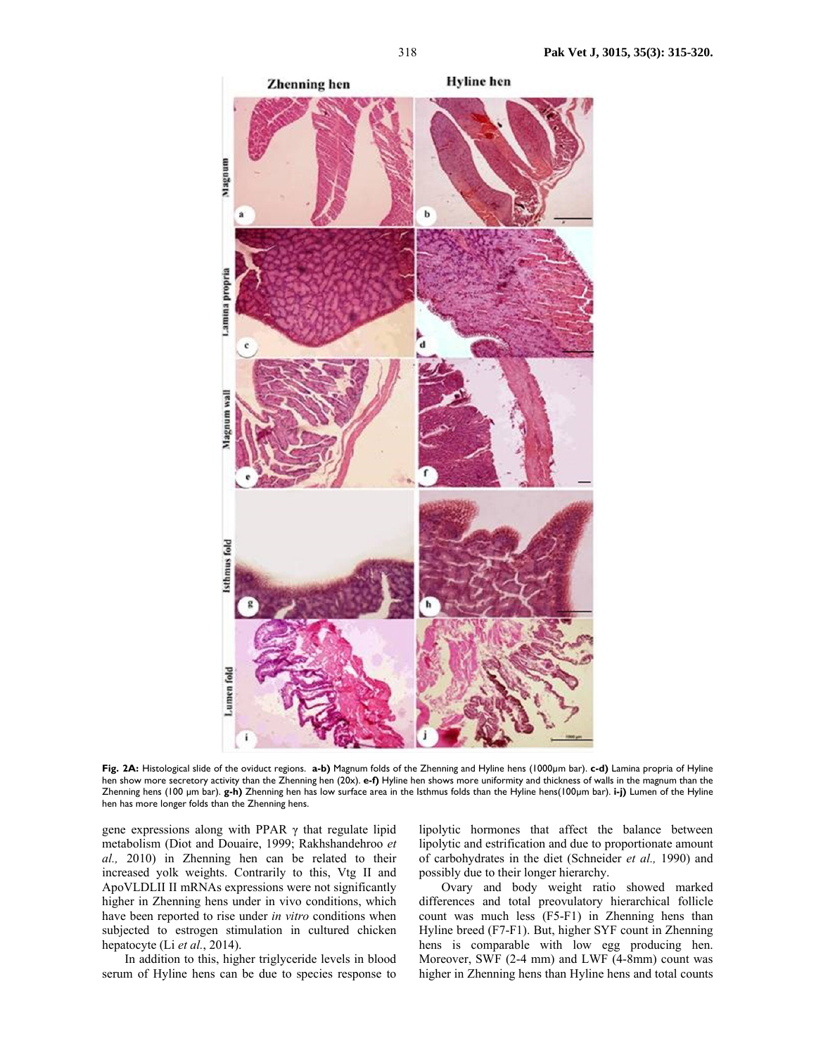**Fig. 2A:** Histological slide of the oviduct regions. **a-b)** Magnum folds of the Zhenning and Hyline hens (1000µm bar). **c-d)** Lamina propria of Hyline hen show more secretory activity than the Zhenning hen (20x). **e-f)** Hyline hen shows more uniformity and thickness of walls in the magnum than the Zhenning hens (100 µm bar). **g-h)** Zhenning hen has low surface area in the Isthmus folds than the Hyline hens(100µm bar). **i-j)** Lumen of the Hyline hen has more longer folds than the Zhenning hens.

gene expressions along with PPAR γ that regulate lipid metabolism (Diot and Douaire, 1999; Rakhshandehroo *et al.,* 2010) in Zhenning hen can be related to their increased yolk weights. Contrarily to this, Vtg II and ApoVLDLII II mRNAs expressions were not significantly higher in Zhenning hens under in vivo conditions, which have been reported to rise under *in vitro* conditions when subjected to estrogen stimulation in cultured chicken hepatocyte (Li *et al.*, 2014).

In addition to this, higher triglyceride levels in blood serum of Hyline hens can be due to species response to lipolytic hormones that affect the balance between lipolytic and estrification and due to proportionate amount of carbohydrates in the diet (Schneider *et al.,* 1990) and possibly due to their longer hierarchy.

Ovary and body weight ratio showed marked differences and total preovulatory hierarchical follicle count was much less (F5-F1) in Zhenning hens than Hyline breed (F7-F1). But, higher SYF count in Zhenning hens is comparable with low egg producing hen. Moreover, SWF (2-4 mm) and LWF (4-8mm) count was higher in Zhenning hens than Hyline hens and total counts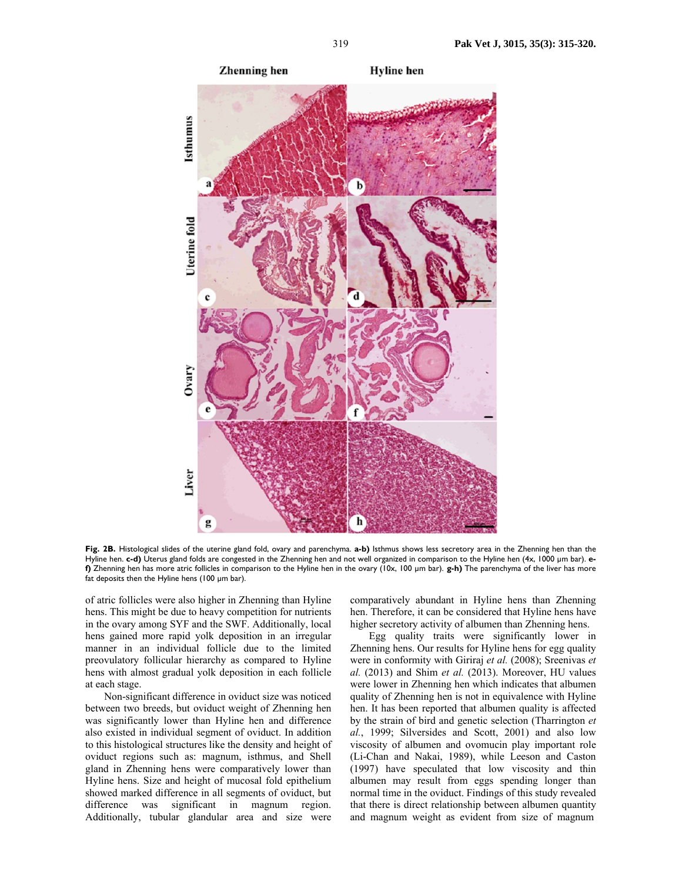Fig. 2B. Histological slides of the uterine gland fold, ovary and parenchyma. **a-b)** Isthmus shows less secretory area in the Zhenning hen than the Hyline hen. **c-d)** Uterus gland folds are congested in the Zhenning hen and not well organized in comparison to the Hyline hen (4x, 1000 µm bar). **e-f)** Zhenning hen has more atric follicles in comparison to the Hyline hen in the ovary (10x, 100 µm bar). **g-h)** The parenchyma of the liver has more fat deposits then the Hyline hens (100 µm bar).

of atric follicles were also higher in Zhenning than Hyline hens. This might be due to heavy competition for nutrients in the ovary among SYF and the SWF. Additionally, local hens gained more rapid yolk deposition in an irregular manner in an individual follicle due to the limited preovulatory follicular hierarchy as compared to Hyline hens with almost gradual yolk deposition in each follicle at each stage.

Non-significant difference in oviduct size was noticed between two breeds, but oviduct weight of Zhenning hen was significantly lower than Hyline hen and difference also existed in individual segment of oviduct. In addition to this histological structures like the density and height of oviduct regions such as: magnum, isthmus, and Shell gland in Zhenning hens were comparatively lower than Hyline hens. Size and height of mucosal fold epithelium showed marked difference in all segments of oviduct, but difference was significant in magnum region. Additionally, tubular glandular area and size were comparatively abundant in Hyline hens than Zhenning hen. Therefore, it can be considered that Hyline hens have higher secretory activity of albumen than Zhenning hens.

Egg quality traits were significantly lower in Zhenning hens. Our results for Hyline hens for egg quality were in conformity with Giriraj *et al.* (2008); Sreenivas *et al.* (2013) and Shim *et al.* (2013). Moreover, HU values were lower in Zhenning hen which indicates that albumen quality of Zhenning hen is not in equivalence with Hyline hen. It has been reported that albumen quality is affected by the strain of bird and genetic selection (Tharrington *et al.*, 1999; Silversides and Scott, 2001) and also low viscosity of albumen and ovomucin play important role (Li-Chan and Nakai, 1989), while Leeson and Caston (1997) have speculated that low viscosity and thin albumen may result from eggs spending longer than normal time in the oviduct. Findings of this study revealed that there is direct relationship between albumen quantity and magnum weight as evident from size of magnum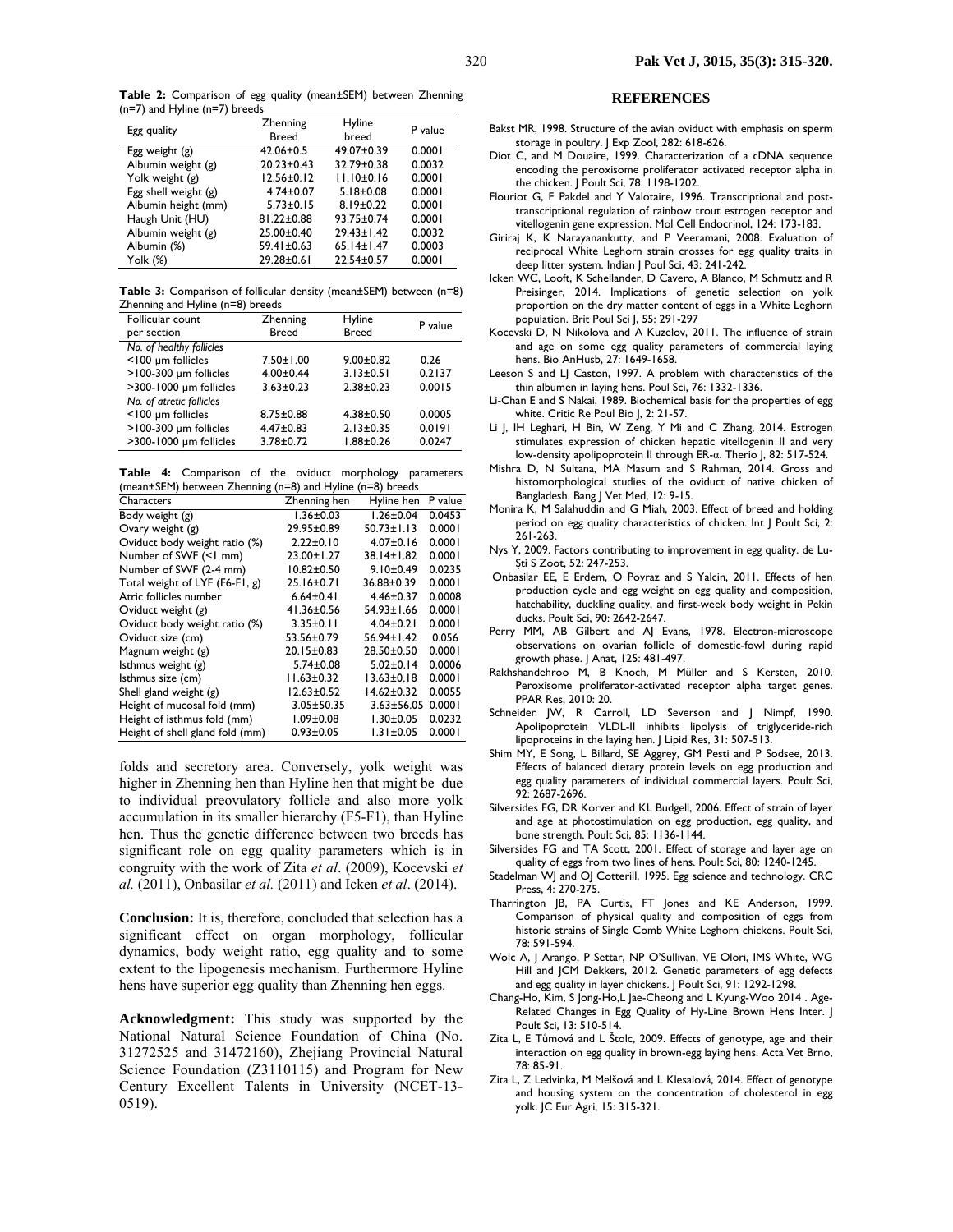**Table 2:** Comparison of egg quality (mean±SEM) between Zhenning (n=7) and Hyline (n=7) breeds

| Egg quality | Zhenning Breed | Hyline breed | P value |
|---|---|---|---|
| Egg weight (g) | 42.06±0.5 | 49.07±0.39 | 0.0001 |
| Albumin weight (g) | 20.23±0.43 | 32.79±0.38 | 0.0032 |
| Yolk weight (g) | 12.56±0.12 | 11.10±0.16 | 0.0001 |
| Egg shell weight (g) | 4.74±0.07 | 5.18±0.08 | 0.0001 |
| Albumin height (mm) | 5.73±0.15 | 8.19±0.22 | 0.0001 |
| Haugh Unit (HU) | 81.22±0.88 | 93.75±0.74 | 0.0001 |
| Albumin weight (g) | 25.00±0.40 | 29.43±1.42 | 0.0032 |
| Albumin (%) | 59.41±0.63 | 65.14±1.47 | 0.0003 |
| Yolk (%) | 29.28±0.61 | 22.54±0.57 | 0.0001 |

**Table 3:** Comparison of follicular density (mean±SEM) between (n=8) Zhenning and Hyline (n=8) breeds

| Follicular count per section | Zhenning Breed | Hyline Breed | P value |
|---|---|---|---|
| *No. of healthy follicles* | | | |
| <100 µm follicles | 7.50±1.00 | 9.00±0.82 | 0.26 |
| >100-300 µm follicles | 4.00±0.44 | 3.13±0.51 | 0.2137 |
| >300-1000 µm follicles | 3.63±0.23 | 2.38±0.23 | 0.0015 |
| *No. of atretic follicles* | | | |
| <100 µm follicles | 8.75±0.88 | 4.38±0.50 | 0.0005 |
| >100-300 µm follicles | 4.47±0.83 | 2.13±0.35 | 0.0191 |
| >300-1000 µm follicles | 3.78±0.72 | 1.88±0.26 | 0.0247 |

**Table 4:** Comparison of the oviduct morphology parameters (mean±SEM) between Zhenning (n=8) and Hyline (n=8) breeds

| Characters | Zhenning hen | Hyline hen | P value |
|---|---|---|---|
| Body weight (g) | 1.36±0.03 | 1.26±0.04 | 0.0453 |
| Ovary weight (g) | 29.95±0.89 | 50.73±1.13 | 0.0001 |
| Oviduct body weight ratio (%) | 2.22±0.10 | 4.07±0.16 | 0.0001 |
| Number of SWF (<1 mm) | 23.00±1.27 | 38.14±1.82 | 0.0001 |
| Number of SWF (2-4 mm) | 10.82±0.50 | 9.10±0.49 | 0.0235 |
| Total weight of LYF (F6-F1, g) | 25.16±0.71 | 36.88±0.39 | 0.0001 |
| Atric follicles number | 6.64±0.41 | 4.46±0.37 | 0.0008 |
| Oviduct weight (g) | 41.36±0.56 | 54.93±1.66 | 0.0001 |
| Oviduct body weight ratio (%) | 3.35±0.11 | 4.04±0.21 | 0.0001 |
| Oviduct size (cm) | 53.56±0.79 | 56.94±1.42 | 0.056 |
| Magnum weight (g) | 20.15±0.83 | 28.50±0.50 | 0.0001 |
| Isthmus weight (g) | 5.74±0.08 | 5.02±0.14 | 0.0006 |
| Isthmus size (cm) | 11.63±0.32 | 13.63±0.18 | 0.0001 |
| Shell gland weight (g) | 12.63±0.52 | 14.62±0.32 | 0.0055 |
| Height of mucosal fold (mm) | 3.05±50.35 | 3.63±56.05 | 0.0001 |
| Height of isthmus fold (mm) | 1.09±0.08 | 1.30±0.05 | 0.0232 |
| Height of shell gland fold (mm) | 0.93±0.05 | 1.31±0.05 | 0.0001 |

folds and secretory area. Conversely, yolk weight was higher in Zhenning hen than Hyline hen that might be due to individual preovulatory follicle and also more yolk accumulation in its smaller hierarchy (F5-F1), than Hyline hen. Thus the genetic difference between two breeds has significant role on egg quality parameters which is in congruity with the work of Zita *et al*. (2009), Kocevski *et al.* (2011), Onbasilar *et al.* (2011) and Icken *et al*. (2014).

**Conclusion:** It is, therefore, concluded that selection has a significant effect on organ morphology, follicular dynamics, body weight ratio, egg quality and to some extent to the lipogenesis mechanism. Furthermore Hyline hens have superior egg quality than Zhenning hen eggs.

**Acknowledgment:** This study was supported by the National Natural Science Foundation of China (No. 31272525 and 31472160), Zhejiang Provincial Natural Science Foundation (Z3110115) and Program for New Century Excellent Talents in University (NCET-13-0519).

## REFERENCES

Bakst MR, 1998. Structure of the avian oviduct with emphasis on sperm storage in poultry. J Exp Zool, 282: 618-626.

Diot C, and M Douaire, 1999. Characterization of a cDNA sequence encoding the peroxisome proliferator activated receptor alpha in the chicken. J Poult Sci, 78: 1198-1202.

Flouriot G, F Pakdel and Y Valotaire, 1996. Transcriptional and post-transcriptional regulation of rainbow trout estrogen receptor and vitellogenin gene expression. Mol Cell Endocrinol, 124: 173-183.

Giriraj K, K Narayanankutty, and P Veeramani, 2008. Evaluation of reciprocal White Leghorn strain crosses for egg quality traits in deep litter system. Indian J Poul Sci, 43: 241-242.

Icken WC, Looft, K Schellander, D Cavero, A Blanco, M Schmutz and R Preisinger, 2014. Implications of genetic selection on yolk proportion on the dry matter content of eggs in a White Leghorn population. Brit Poul Sci J, 55: 291-297

Kocevski D, N Nikolova and A Kuzelov, 2011. The influence of strain and age on some egg quality parameters of commercial laying hens. Bio AnHusb, 27: 1649-1658.

Leeson S and LJ Caston, 1997. A problem with characteristics of the thin albumen in laying hens. Poul Sci, 76: 1332-1336.

Li-Chan E and S Nakai, 1989. Biochemical basis for the properties of egg white. Critic Re Poul Bio J, 2: 21-57.

Li J, IH Leghari, H Bin, W Zeng, Y Mi and C Zhang, 2014. Estrogen stimulates expression of chicken hepatic vitellogenin II and very low-density apolipoprotein II through ER-α. Therio J, 82: 517-524.

Mishra D, N Sultana, MA Masum and S Rahman, 2014. Gross and histomorphological studies of the oviduct of native chicken of Bangladesh. Bang J Vet Med, 12: 9-15.

Monira K, M Salahuddin and G Miah, 2003. Effect of breed and holding period on egg quality characteristics of chicken. Int J Poult Sci, 2: 261-263.

Nys Y, 2009. Factors contributing to improvement in egg quality. de Lu-Şti S Zoot, 52: 247-253.

Onbasilar EE, E Erdem, O Poyraz and S Yalcin, 2011. Effects of hen production cycle and egg weight on egg quality and composition, hatchability, duckling quality, and first-week body weight in Pekin ducks. Poult Sci, 90: 2642-2647.

Perry MM, AB Gilbert and AJ Evans, 1978. Electron-microscope observations on ovarian follicle of domestic-fowl during rapid growth phase. J Anat, 125: 481-497.

Rakhshandehroo M, B Knoch, M Müller and S Kersten, 2010. Peroxisome proliferator-activated receptor alpha target genes. PPAR Res, 2010: 20.

Schneider JW, R Carroll, LD Severson and J Nimpf, 1990. Apolipoprotein VLDL-II inhibits lipolysis of triglyceride-rich lipoproteins in the laying hen. J Lipid Res, 31: 507-513.

Shim MY, E Song, L Billard, SE Aggrey, GM Pesti and P Sodsee, 2013. Effects of balanced dietary protein levels on egg production and egg quality parameters of individual commercial layers. Poult Sci, 92: 2687-2696.

Silversides FG, DR Korver and KL Budgell, 2006. Effect of strain of layer and age at photostimulation on egg production, egg quality, and bone strength. Poult Sci, 85: 1136-1144.

Silversides FG and TA Scott, 2001. Effect of storage and layer age on quality of eggs from two lines of hens. Poult Sci, 80: 1240-1245.

Stadelman WJ and OJ Cotterill, 1995. Egg science and technology. CRC Press, 4: 270-275.

Tharrington JB, PA Curtis, FT Jones and KE Anderson, 1999. Comparison of physical quality and composition of eggs from historic strains of Single Comb White Leghorn chickens. Poult Sci, 78: 591-594.

Wolc A, J Arango, P Settar, NP O'Sullivan, VE Olori, IMS White, WG Hill and JCM Dekkers, 2012. Genetic parameters of egg defects and egg quality in layer chickens. J Poult Sci, 91: 1292-1298.

Chang-Ho, Kim, S Jong-Ho,L Jae-Cheong and L Kyung-Woo 2014 . Age-Related Changes in Egg Quality of Hy-Line Brown Hens Inter. J Poult Sci, 13: 510-514.

Zita L, E Tůmová and L Štolc, 2009. Effects of genotype, age and their interaction on egg quality in brown-egg laying hens. Acta Vet Brno, 78: 85-91.

Zita L, Z Ledvinka, M Melšová and L Klesalová, 2014. Effect of genotype and housing system on the concentration of cholesterol in egg yolk. JC Eur Agri, 15: 315-321.